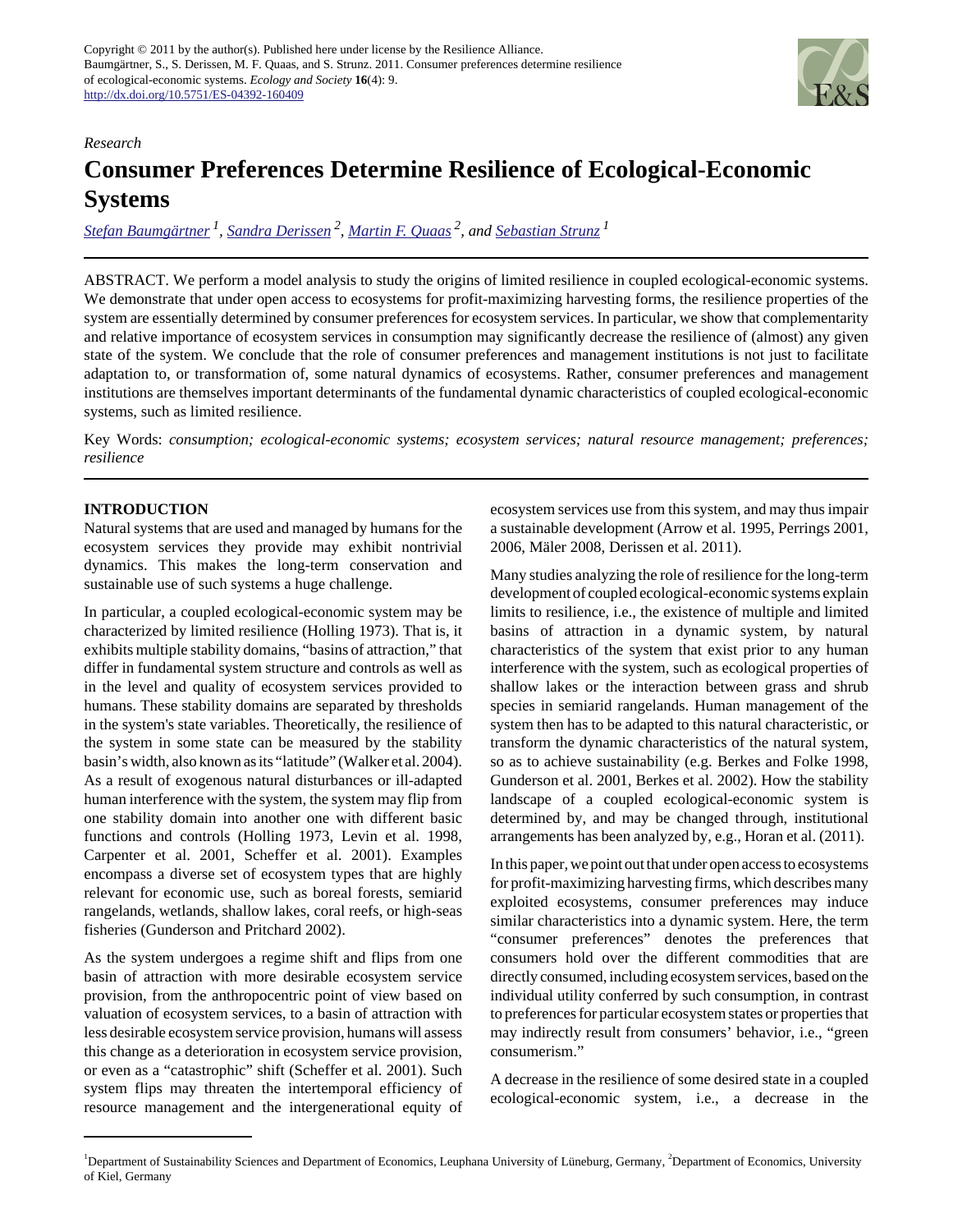Copyright © 2011 by the author(s). Published here under license by the Resilience Alliance.
Baumgärtner, S., S. Derissen, M. F. Quaas, and S. Strunz. 2011. Consumer preferences determine resilience of ecological-economic systems. *Ecology and Society* **16**(4): 9.
http://dx.doi.org/10.5751/ES-04392-160409

*Research*

# Consumer Preferences Determine Resilience of Ecological-Economic Systems

Stefan Baumgärtner [1], Sandra Derissen [2], Martin F. Quaas [2], and Sebastian Strunz [1]

ABSTRACT. We perform a model analysis to study the origins of limited resilience in coupled ecological-economic systems. We demonstrate that under open access to ecosystems for profit-maximizing harvesting forms, the resilience properties of the system are essentially determined by consumer preferences for ecosystem services. In particular, we show that complementarity and relative importance of ecosystem services in consumption may significantly decrease the resilience of (almost) any given state of the system. We conclude that the role of consumer preferences and management institutions is not just to facilitate adaptation to, or transformation of, some natural dynamics of ecosystems. Rather, consumer preferences and management institutions are themselves important determinants of the fundamental dynamic characteristics of coupled ecological-economic systems, such as limited resilience.

Key Words: *consumption; ecological-economic systems; ecosystem services; natural resource management; preferences; resilience*

## INTRODUCTION

Natural systems that are used and managed by humans for the ecosystem services they provide may exhibit nontrivial dynamics. This makes the long-term conservation and sustainable use of such systems a huge challenge.

In particular, a coupled ecological-economic system may be characterized by limited resilience (Holling 1973). That is, it exhibits multiple stability domains, "basins of attraction," that differ in fundamental system structure and controls as well as in the level and quality of ecosystem services provided to humans. These stability domains are separated by thresholds in the system's state variables. Theoretically, the resilience of the system in some state can be measured by the stability basin's width, also known as its "latitude" (Walker et al. 2004). As a result of exogenous natural disturbances or ill-adapted human interference with the system, the system may flip from one stability domain into another one with different basic functions and controls (Holling 1973, Levin et al. 1998, Carpenter et al. 2001, Scheffer et al. 2001). Examples encompass a diverse set of ecosystem types that are highly relevant for economic use, such as boreal forests, semiarid rangelands, wetlands, shallow lakes, coral reefs, or high-seas fisheries (Gunderson and Pritchard 2002).

As the system undergoes a regime shift and flips from one basin of attraction with more desirable ecosystem service provision, from the anthropocentric point of view based on valuation of ecosystem services, to a basin of attraction with less desirable ecosystem service provision, humans will assess this change as a deterioration in ecosystem service provision, or even as a "catastrophic" shift (Scheffer et al. 2001). Such system flips may threaten the intertemporal efficiency of resource management and the intergenerational equity of ecosystem services use from this system, and may thus impair a sustainable development (Arrow et al. 1995, Perrings 2001, 2006, Mäler 2008, Derissen et al. 2011).

Many studies analyzing the role of resilience for the long-term development of coupled ecological-economic systems explain limits to resilience, i.e., the existence of multiple and limited basins of attraction in a dynamic system, by natural characteristics of the system that exist prior to any human interference with the system, such as ecological properties of shallow lakes or the interaction between grass and shrub species in semiarid rangelands. Human management of the system then has to be adapted to this natural characteristic, or transform the dynamic characteristics of the natural system, so as to achieve sustainability (e.g. Berkes and Folke 1998, Gunderson et al. 2001, Berkes et al. 2002). How the stability landscape of a coupled ecological-economic system is determined by, and may be changed through, institutional arrangements has been analyzed by, e.g., Horan et al. (2011).

In this paper, we point out that under open access to ecosystems for profit-maximizing harvesting firms, which describes many exploited ecosystems, consumer preferences may induce similar characteristics into a dynamic system. Here, the term "consumer preferences" denotes the preferences that consumers hold over the different commodities that are directly consumed, including ecosystem services, based on the individual utility conferred by such consumption, in contrast to preferences for particular ecosystem states or properties that may indirectly result from consumers' behavior, i.e., "green consumerism."

A decrease in the resilience of some desired state in a coupled ecological-economic system, i.e., a decrease in the

[1]Department of Sustainability Sciences and Department of Economics, Leuphana University of Lüneburg, Germany, [2]Department of Economics, University of Kiel, Germany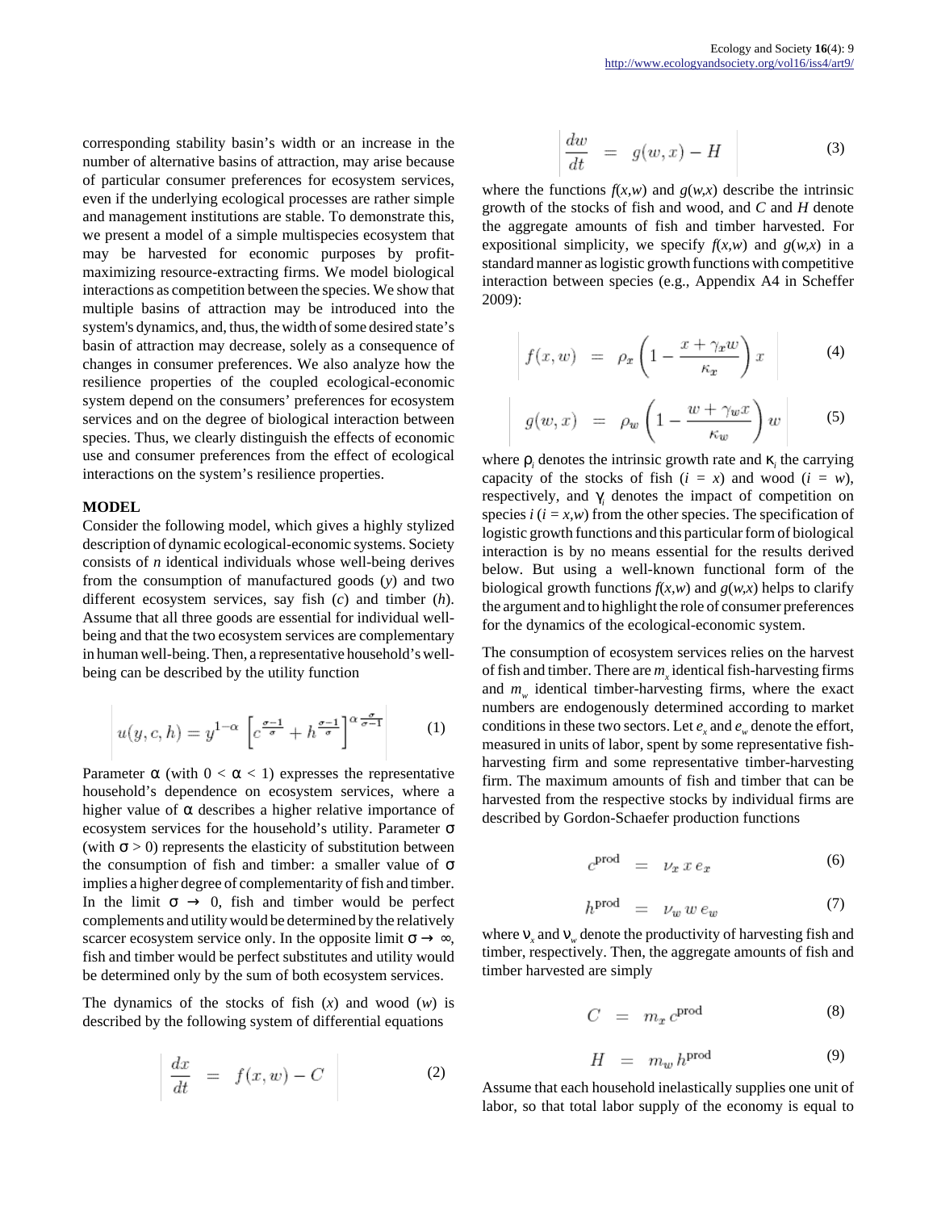corresponding stability basin's width or an increase in the number of alternative basins of attraction, may arise because of particular consumer preferences for ecosystem services, even if the underlying ecological processes are rather simple and management institutions are stable. To demonstrate this, we present a model of a simple multispecies ecosystem that may be harvested for economic purposes by profit-maximizing resource-extracting firms. We model biological interactions as competition between the species. We show that multiple basins of attraction may be introduced into the system's dynamics, and, thus, the width of some desired state's basin of attraction may decrease, solely as a consequence of changes in consumer preferences. We also analyze how the resilience properties of the coupled ecological-economic system depend on the consumers' preferences for ecosystem services and on the degree of biological interaction between species. Thus, we clearly distinguish the effects of economic use and consumer preferences from the effect of ecological interactions on the system's resilience properties.

## MODEL

Consider the following model, which gives a highly stylized description of dynamic ecological-economic systems. Society consists of $n$ identical individuals whose well-being derives from the consumption of manufactured goods ($y$) and two different ecosystem services, say fish ($c$) and timber ($h$). Assume that all three goods are essential for individual well-being and that the two ecosystem services are complementary in human well-being. Then, a representative household's well-being can be described by the utility function

$$u(y,c,h) = y^{1-\alpha} \left[ c^{\frac{\sigma-1}{\sigma}} + h^{\frac{\sigma-1}{\sigma}} \right]^{\alpha \frac{\sigma}{\sigma-1}} \tag{1}$$

Parameter $\alpha$ (with $0 < \alpha < 1$) expresses the representative household's dependence on ecosystem services, where a higher value of $\alpha$ describes a higher relative importance of ecosystem services for the household's utility. Parameter $\sigma$ (with $\sigma > 0$) represents the elasticity of substitution between the consumption of fish and timber: a smaller value of $\sigma$ implies a higher degree of complementarity of fish and timber. In the limit $\sigma \to 0$, fish and timber would be perfect complements and utility would be determined by the relatively scarcer ecosystem service only. In the opposite limit $\sigma \to \infty$, fish and timber would be perfect substitutes and utility would be determined only by the sum of both ecosystem services.

The dynamics of the stocks of fish ($x$) and wood ($w$) is described by the following system of differential equations

$$\frac{dx}{dt} = f(x,w) - C \tag{2}$$

$$\frac{dw}{dt} = g(w,x) - H \tag{3}$$

where the functions $f(x,w)$ and $g(w,x)$ describe the intrinsic growth of the stocks of fish and wood, and $C$ and $H$ denote the aggregate amounts of fish and timber harvested. For expositional simplicity, we specify $f(x,w)$ and $g(w,x)$ in a standard manner as logistic growth functions with competitive interaction between species (e.g., Appendix A4 in Scheffer 2009):

$$f(x,w) = \rho_x \left( 1 - \frac{x + \gamma_x w}{\kappa_x} \right) x \tag{4}$$

$$g(w,x) = \rho_w \left( 1 - \frac{w + \gamma_w x}{\kappa_w} \right) w \tag{5}$$

where $\rho_i$ denotes the intrinsic growth rate and $\kappa_i$ the carrying capacity of the stocks of fish ($i = x$) and wood ($i = w$), respectively, and $\gamma_i$ denotes the impact of competition on species $i$ ($i = x,w$) from the other species. The specification of logistic growth functions and this particular form of biological interaction is by no means essential for the results derived below. But using a well-known functional form of the biological growth functions $f(x,w)$ and $g(w,x)$ helps to clarify the argument and to highlight the role of consumer preferences for the dynamics of the ecological-economic system.

The consumption of ecosystem services relies on the harvest of fish and timber. There are $m_x$ identical fish-harvesting firms and $m_w$ identical timber-harvesting firms, where the exact numbers are endogenously determined according to market conditions in these two sectors. Let $e_x$ and $e_w$ denote the effort, measured in units of labor, spent by some representative fish-harvesting firm and some representative timber-harvesting firm. The maximum amounts of fish and timber that can be harvested from the respective stocks by individual firms are described by Gordon-Schaefer production functions

$$c^{\text{prod}} = \nu_x \, x \, e_x \tag{6}$$

$$h^{\text{prod}} = \nu_w \, w \, e_w \tag{7}$$

where $\nu_x$ and $\nu_w$ denote the productivity of harvesting fish and timber, respectively. Then, the aggregate amounts of fish and timber harvested are simply

$$C = m_x \, c^{\text{prod}} \tag{8}$$

$$H = m_w \, h^{\text{prod}} \tag{9}$$

Assume that each household inelastically supplies one unit of labor, so that total labor supply of the economy is equal to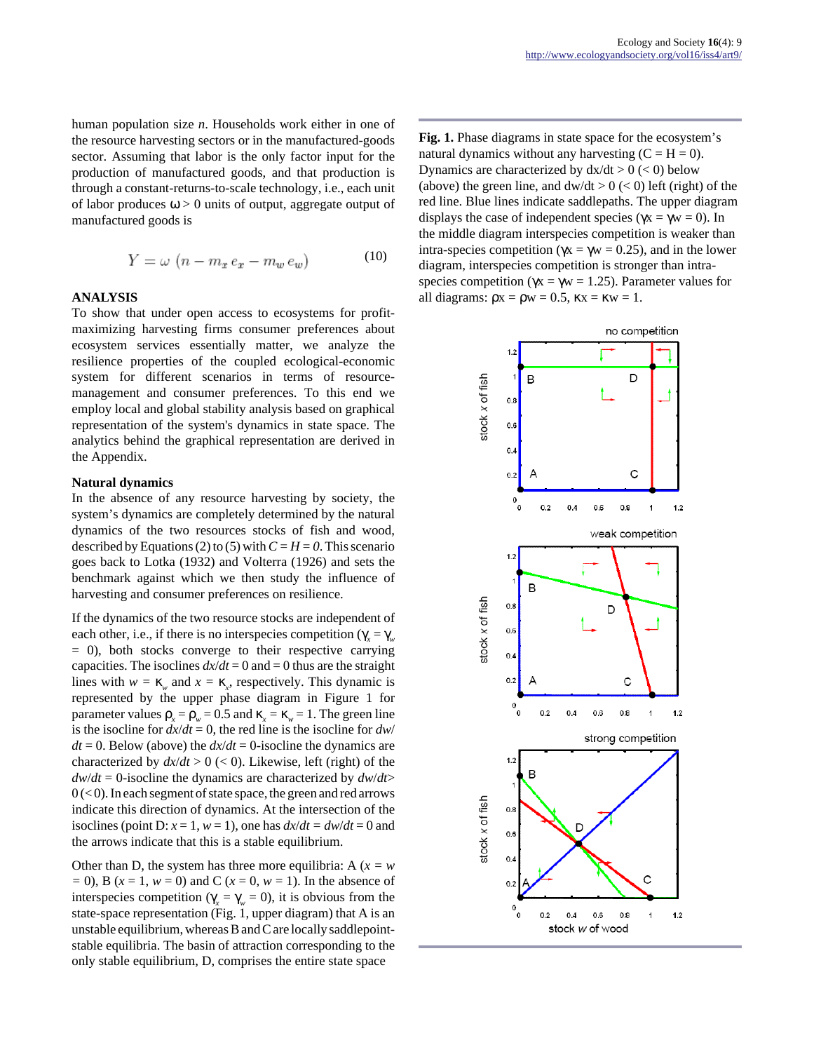human population size $n$. Households work either in one of the resource harvesting sectors or in the manufactured-goods sector. Assuming that labor is the only factor input for the production of manufactured goods, and that production is through a constant-returns-to-scale technology, i.e., each unit of labor produces $\omega > 0$ units of output, aggregate output of manufactured goods is

$$Y = \omega \left(n - m_x e_x - m_w e_w\right) \tag{10}$$

## ANALYSIS

To show that under open access to ecosystems for profit-maximizing harvesting firms consumer preferences about ecosystem services essentially matter, we analyze the resilience properties of the coupled ecological-economic system for different scenarios in terms of resource-management and consumer preferences. To this end we employ local and global stability analysis based on graphical representation of the system's dynamics in state space. The analytics behind the graphical representation are derived in the Appendix.

### Natural dynamics

In the absence of any resource harvesting by society, the system's dynamics are completely determined by the natural dynamics of the two resources stocks of fish and wood, described by Equations (2) to (5) with $C = H = 0$. This scenario goes back to Lotka (1932) and Volterra (1926) and sets the benchmark against which we then study the influence of harvesting and consumer preferences on resilience.

If the dynamics of the two resource stocks are independent of each other, i.e., if there is no interspecies competition ($\gamma_x = \gamma_w = 0$), both stocks converge to their respective carrying capacities. The isoclines $dx/dt = 0$ and $= 0$ thus are the straight lines with $w = \kappa_w$ and $x = \kappa_x$, respectively. This dynamic is represented by the upper phase diagram in Figure 1 for parameter values $\rho_x = \rho_w = 0.5$ and $\kappa_x = \kappa_w = 1$. The green line is the isocline for $dx/dt = 0$, the red line is the isocline for $dw/dt = 0$. Below (above) the $dx/dt = 0$-isocline the dynamics are characterized by $dx/dt > 0$ ($< 0$). Likewise, left (right) of the $dw/dt = 0$-isocline the dynamics are characterized by $dw/dt > 0$ ($< 0$). In each segment of state space, the green and red arrows indicate this direction of dynamics. At the intersection of the isoclines (point D: $x = 1$, $w = 1$), one has $dx/dt = dw/dt = 0$ and the arrows indicate that this is a stable equilibrium.

Other than D, the system has three more equilibria: A ($x = w = 0$), B ($x = 1$, $w = 0$) and C ($x = 0$, $w = 1$). In the absence of interspecies competition ($\gamma_x = \gamma_w = 0$), it is obvious from the state-space representation (Fig. 1, upper diagram) that A is an unstable equilibrium, whereas B and C are locally saddlepoint-stable equilibria. The basin of attraction corresponding to the only stable equilibrium, D, comprises the entire state space

**Fig. 1.** Phase diagrams in state space for the ecosystem's natural dynamics without any harvesting ($C = H = 0$). Dynamics are characterized by $dx/dt > 0$ ($< 0$) below (above) the green line, and $dw/dt > 0$ ($< 0$) left (right) of the red line. Blue lines indicate saddlepaths. The upper diagram displays the case of independent species ($\gamma_x = \gamma_w = 0$). In the middle diagram interspecies competition is weaker than intra-species competition ($\gamma_x = \gamma_w = 0.25$), and in the lower diagram, interspecies competition is stronger than intra-species competition ($\gamma_x = \gamma_w = 1.25$). Parameter values for all diagrams: $\rho_x = \rho_w = 0.5$, $\kappa_x = \kappa_w = 1$.

no competition

weak competition

strong competition

stock x of fish

stock w of wood

A B C D

0 0.2 0.4 0.6 0.8 1 1.2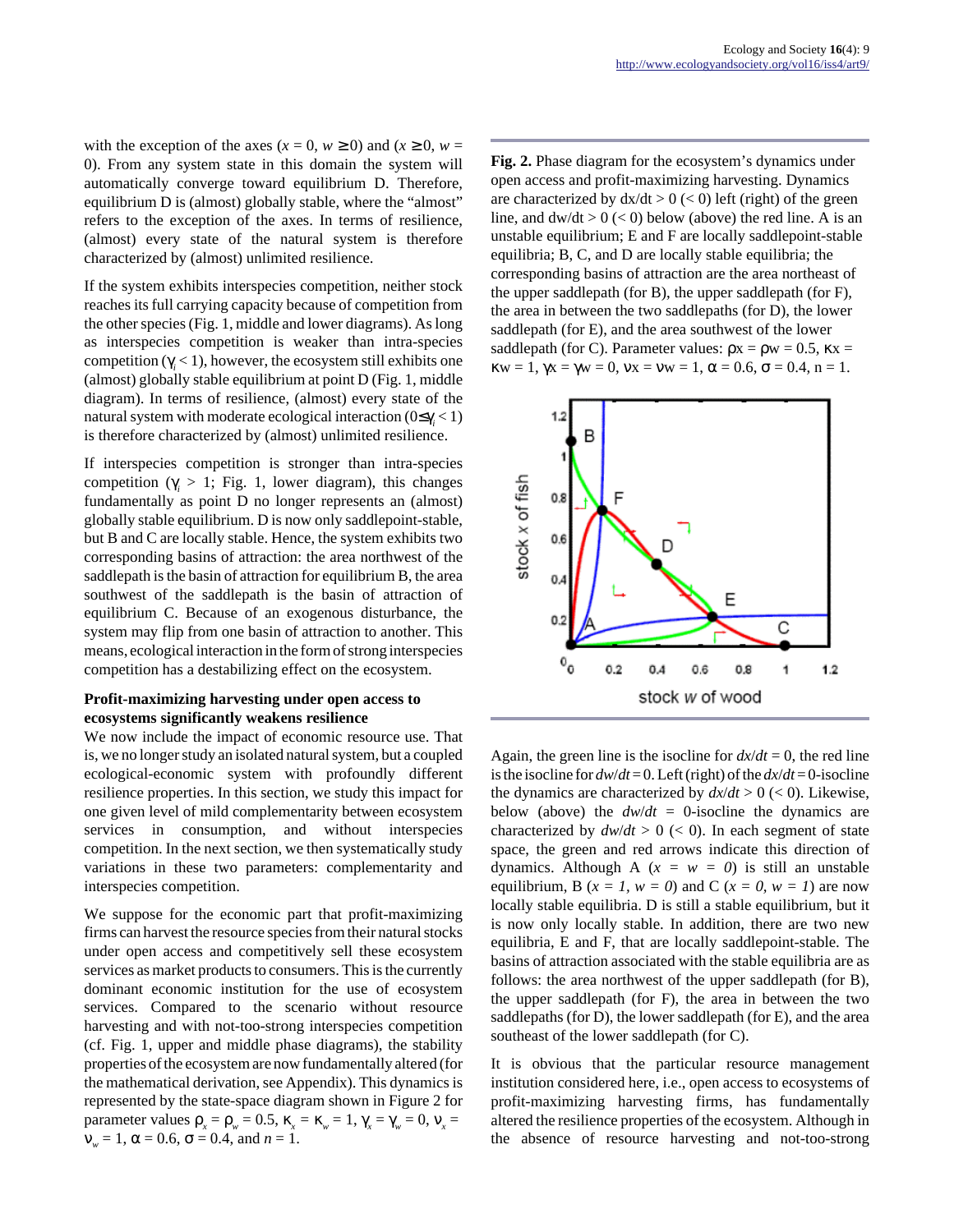with the exception of the axes ($x = 0$, $w \geq 0$) and ($x \geq 0$, $w = 0$). From any system state in this domain the system will automatically converge toward equilibrium D. Therefore, equilibrium D is (almost) globally stable, where the "almost" refers to the exception of the axes. In terms of resilience, (almost) every state of the natural system is therefore characterized by (almost) unlimited resilience.

If the system exhibits interspecies competition, neither stock reaches its full carrying capacity because of competition from the other species (Fig. 1, middle and lower diagrams). As long as interspecies competition is weaker than intra-species competition ($\gamma_i < 1$), however, the ecosystem still exhibits one (almost) globally stable equilibrium at point D (Fig. 1, middle diagram). In terms of resilience, (almost) every state of the natural system with moderate ecological interaction ($0 \leq \gamma_i < 1$) is therefore characterized by (almost) unlimited resilience.

If interspecies competition is stronger than intra-species competition ($\gamma_i > 1$; Fig. 1, lower diagram), this changes fundamentally as point D no longer represents an (almost) globally stable equilibrium. D is now only saddlepoint-stable, but B and C are locally stable. Hence, the system exhibits two corresponding basins of attraction: the area northwest of the saddlepath is the basin of attraction for equilibrium B, the area southwest of the saddlepath is the basin of attraction of equilibrium C. Because of an exogenous disturbance, the system may flip from one basin of attraction to another. This means, ecological interaction in the form of strong interspecies competition has a destabilizing effect on the ecosystem.

### Profit-maximizing harvesting under open access to ecosystems significantly weakens resilience

We now include the impact of economic resource use. That is, we no longer study an isolated natural system, but a coupled ecological-economic system with profoundly different resilience properties. In this section, we study this impact for one given level of mild complementarity between ecosystem services in consumption, and without interspecies competition. In the next section, we then systematically study variations in these two parameters: complementarity and interspecies competition.

We suppose for the economic part that profit-maximizing firms can harvest the resource species from their natural stocks under open access and competitively sell these ecosystem services as market products to consumers. This is the currently dominant economic institution for the use of ecosystem services. Compared to the scenario without resource harvesting and with not-too-strong interspecies competition (cf. Fig. 1, upper and middle phase diagrams), the stability properties of the ecosystem are now fundamentally altered (for the mathematical derivation, see Appendix). This dynamics is represented by the state-space diagram shown in Figure 2 for parameter values $\rho_x = \rho_w = 0.5$, $\kappa_x = \kappa_w = 1$, $\gamma_x = \gamma_w = 0$, $\nu_x = \nu_w = 1$, $\alpha = 0.6$, $\sigma = 0.4$, and $n = 1$.

**Fig. 2.** Phase diagram for the ecosystem's dynamics under open access and profit-maximizing harvesting. Dynamics are characterized by dx/dt > 0 (< 0) left (right) of the green line, and dw/dt > 0 (< 0) below (above) the red line. A is an unstable equilibrium; E and F are locally saddlepoint-stable equilibria; B, C, and D are locally stable equilibria; the corresponding basins of attraction are the area northeast of the upper saddlepath (for B), the upper saddlepath (for F), the area in between the two saddlepaths (for D), the lower saddlepath (for E), and the area southwest of the lower saddlepath (for C). Parameter values: ρx = ρw = 0.5, κx = κw = 1, γx = γw = 0, νx = νw = 1, α = 0.6, σ = 0.4, n = 1.

stock x of fish
stock w of wood
0 0.2 0.4 0.6 0.8 1 1.2
0.2 0.4 0.6 0.8 1 1.2
A B C D E F

Again, the green line is the isocline for $dx/dt = 0$, the red line is the isocline for $dw/dt = 0$. Left (right) of the $dx/dt = 0$-isocline the dynamics are characterized by $dx/dt > 0$ (< 0). Likewise, below (above) the $dw/dt = 0$-isocline the dynamics are characterized by $dw/dt > 0$ (< 0). In each segment of state space, the green and red arrows indicate this direction of dynamics. Although A ($x = w = 0$) is still an unstable equilibrium, B ($x = 1$, $w = 0$) and C ($x = 0$, $w = 1$) are now locally stable equilibria. D is still a stable equilibrium, but it is now only locally stable. In addition, there are two new equilibria, E and F, that are locally saddlepoint-stable. The basins of attraction associated with the stable equilibria are as follows: the area northwest of the upper saddlepath (for B), the upper saddlepath (for F), the area in between the two saddlepaths (for D), the lower saddlepath (for E), and the area southeast of the lower saddlepath (for C).

It is obvious that the particular resource management institution considered here, i.e., open access to ecosystems of profit-maximizing harvesting firms, has fundamentally altered the resilience properties of the ecosystem. Although in the absence of resource harvesting and not-too-strong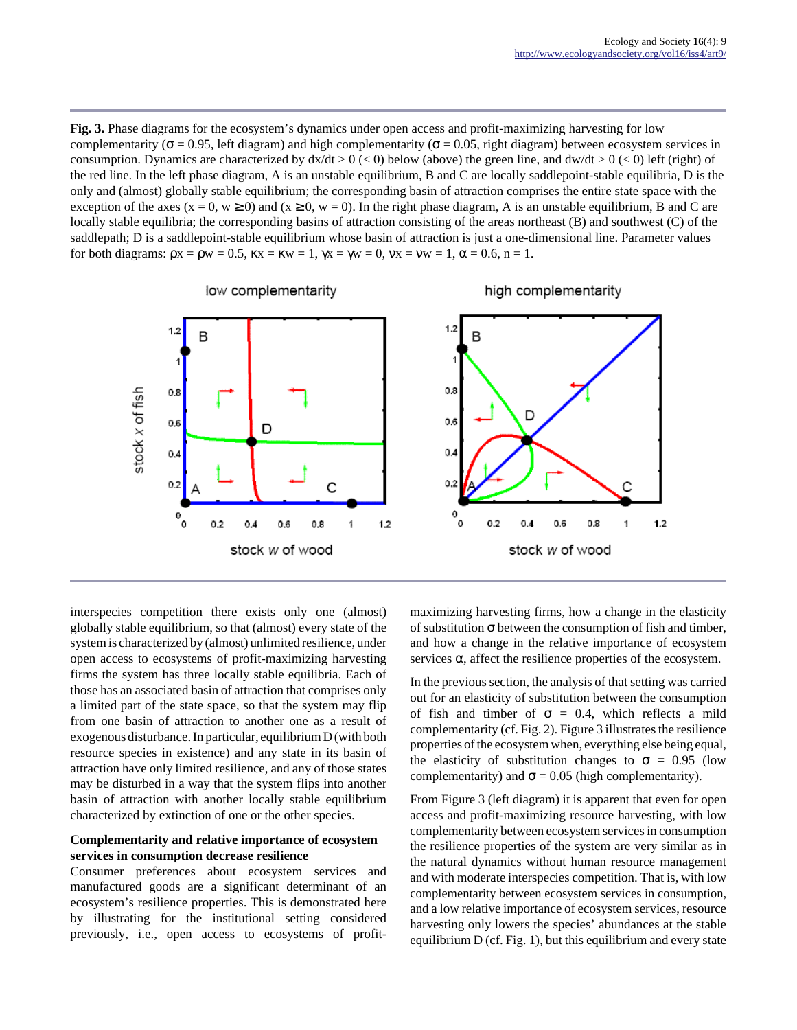**Fig. 3.** Phase diagrams for the ecosystem's dynamics under open access and profit-maximizing harvesting for low complementarity ($\sigma = 0.95$, left diagram) and high complementarity ($\sigma = 0.05$, right diagram) between ecosystem services in consumption. Dynamics are characterized by $dx/dt > 0$ ($< 0$) below (above) the green line, and $dw/dt > 0$ ($< 0$) left (right) of the red line. In the left phase diagram, A is an unstable equilibrium, B and C are locally saddlepoint-stable equilibria, D is the only and (almost) globally stable equilibrium; the corresponding basin of attraction comprises the entire state space with the exception of the axes ($x = 0$, $w \geq 0$) and ($x \geq 0$, $w = 0$). In the right phase diagram, A is an unstable equilibrium, B and C are locally stable equilibria; the corresponding basins of attraction consisting of the areas northeast (B) and southwest (C) of the saddlepath; D is a saddlepoint-stable equilibrium whose basin of attraction is just a one-dimensional line. Parameter values for both diagrams: $\rho_x = \rho_w = 0.5$, $\kappa_x = \kappa_w = 1$, $\gamma_x = \gamma_w = 0$, $\nu_x = \nu_w = 1$, $\alpha = 0.6$, $n = 1$.

low complementarity

high complementarity

stock $x$ of fish

stock $w$ of wood

A B C D

0 0.2 0.4 0.6 0.8 1 1.2

interspecies competition there exists only one (almost) globally stable equilibrium, so that (almost) every state of the system is characterized by (almost) unlimited resilience, under open access to ecosystems of profit-maximizing harvesting firms the system has three locally stable equilibria. Each of those has an associated basin of attraction that comprises only a limited part of the state space, so that the system may flip from one basin of attraction to another one as a result of exogenous disturbance. In particular, equilibrium D (with both resource species in existence) and any state in its basin of attraction have only limited resilience, and any of those states may be disturbed in a way that the system flips into another basin of attraction with another locally stable equilibrium characterized by extinction of one or the other species.

### Complementarity and relative importance of ecosystem services in consumption decrease resilience

Consumer preferences about ecosystem services and manufactured goods are a significant determinant of an ecosystem's resilience properties. This is demonstrated here by illustrating for the institutional setting considered previously, i.e., open access to ecosystems of profit-maximizing harvesting firms, how a change in the elasticity of substitution $\sigma$ between the consumption of fish and timber, and how a change in the relative importance of ecosystem services $\alpha$, affect the resilience properties of the ecosystem.

In the previous section, the analysis of that setting was carried out for an elasticity of substitution between the consumption of fish and timber of $\sigma = 0.4$, which reflects a mild complementarity (cf. Fig. 2). Figure 3 illustrates the resilience properties of the ecosystem when, everything else being equal, the elasticity of substitution changes to $\sigma = 0.95$ (low complementarity) and $\sigma = 0.05$ (high complementarity).

From Figure 3 (left diagram) it is apparent that even for open access and profit-maximizing resource harvesting, with low complementarity between ecosystem services in consumption the resilience properties of the system are very similar as in the natural dynamics without human resource management and with moderate interspecies competition. That is, with low complementarity between ecosystem services in consumption, and a low relative importance of ecosystem services, resource harvesting only lowers the species' abundances at the stable equilibrium D (cf. Fig. 1), but this equilibrium and every state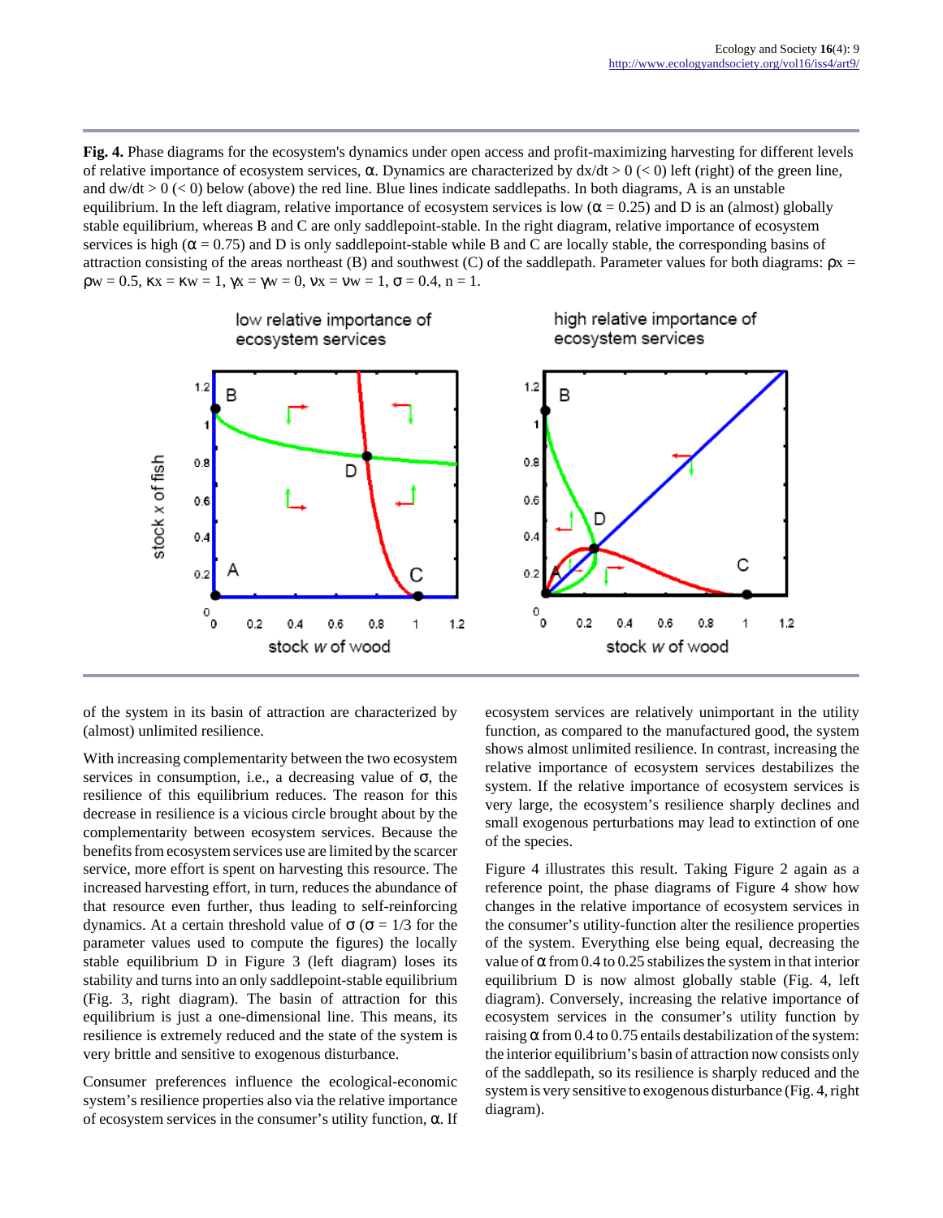**Fig. 4.** Phase diagrams for the ecosystem's dynamics under open access and profit-maximizing harvesting for different levels of relative importance of ecosystem services, $\alpha$. Dynamics are characterized by $dx/dt > 0$ ($< 0$) left (right) of the green line, and $dw/dt > 0$ ($< 0$) below (above) the red line. Blue lines indicate saddlepaths. In both diagrams, A is an unstable equilibrium. In the left diagram, relative importance of ecosystem services is low ($\alpha = 0.25$) and D is an (almost) globally stable equilibrium, whereas B and C are only saddlepoint-stable. In the right diagram, relative importance of ecosystem services is high ($\alpha = 0.75$) and D is only saddlepoint-stable while B and C are locally stable, the corresponding basins of attraction consisting of the areas northeast (B) and southwest (C) of the saddlepath. Parameter values for both diagrams: $\rho_x = \rho_w = 0.5$, $\kappa_x = \kappa_w = 1$, $\gamma_x = \gamma_w = 0$, $\nu_x = \nu_w = 1$, $\sigma = 0.4$, $n = 1$.

low relative importance of ecosystem services

high relative importance of ecosystem services

stock *x* of fish

stock *w* of wood

B

D

A

C

0 0.2 0.4 0.6 0.8 1 1.2

of the system in its basin of attraction are characterized by (almost) unlimited resilience.

With increasing complementarity between the two ecosystem services in consumption, i.e., a decreasing value of $\sigma$, the resilience of this equilibrium reduces. The reason for this decrease in resilience is a vicious circle brought about by the complementarity between ecosystem services. Because the benefits from ecosystem services use are limited by the scarcer service, more effort is spent on harvesting this resource. The increased harvesting effort, in turn, reduces the abundance of that resource even further, thus leading to self-reinforcing dynamics. At a certain threshold value of $\sigma$ ($\sigma = 1/3$ for the parameter values used to compute the figures) the locally stable equilibrium D in Figure 3 (left diagram) loses its stability and turns into an only saddlepoint-stable equilibrium (Fig. 3, right diagram). The basin of attraction for this equilibrium is just a one-dimensional line. This means, its resilience is extremely reduced and the state of the system is very brittle and sensitive to exogenous disturbance.

Consumer preferences influence the ecological-economic system's resilience properties also via the relative importance of ecosystem services in the consumer's utility function, $\alpha$. If ecosystem services are relatively unimportant in the utility function, as compared to the manufactured good, the system shows almost unlimited resilience. In contrast, increasing the relative importance of ecosystem services destabilizes the system. If the relative importance of ecosystem services is very large, the ecosystem's resilience sharply declines and small exogenous perturbations may lead to extinction of one of the species.

Figure 4 illustrates this result. Taking Figure 2 again as a reference point, the phase diagrams of Figure 4 show how changes in the relative importance of ecosystem services in the consumer's utility-function alter the resilience properties of the system. Everything else being equal, decreasing the value of $\alpha$ from 0.4 to 0.25 stabilizes the system in that interior equilibrium D is now almost globally stable (Fig. 4, left diagram). Conversely, increasing the relative importance of ecosystem services in the consumer's utility function by raising $\alpha$ from 0.4 to 0.75 entails destabilization of the system: the interior equilibrium's basin of attraction now consists only of the saddlepath, so its resilience is sharply reduced and the system is very sensitive to exogenous disturbance (Fig. 4, right diagram).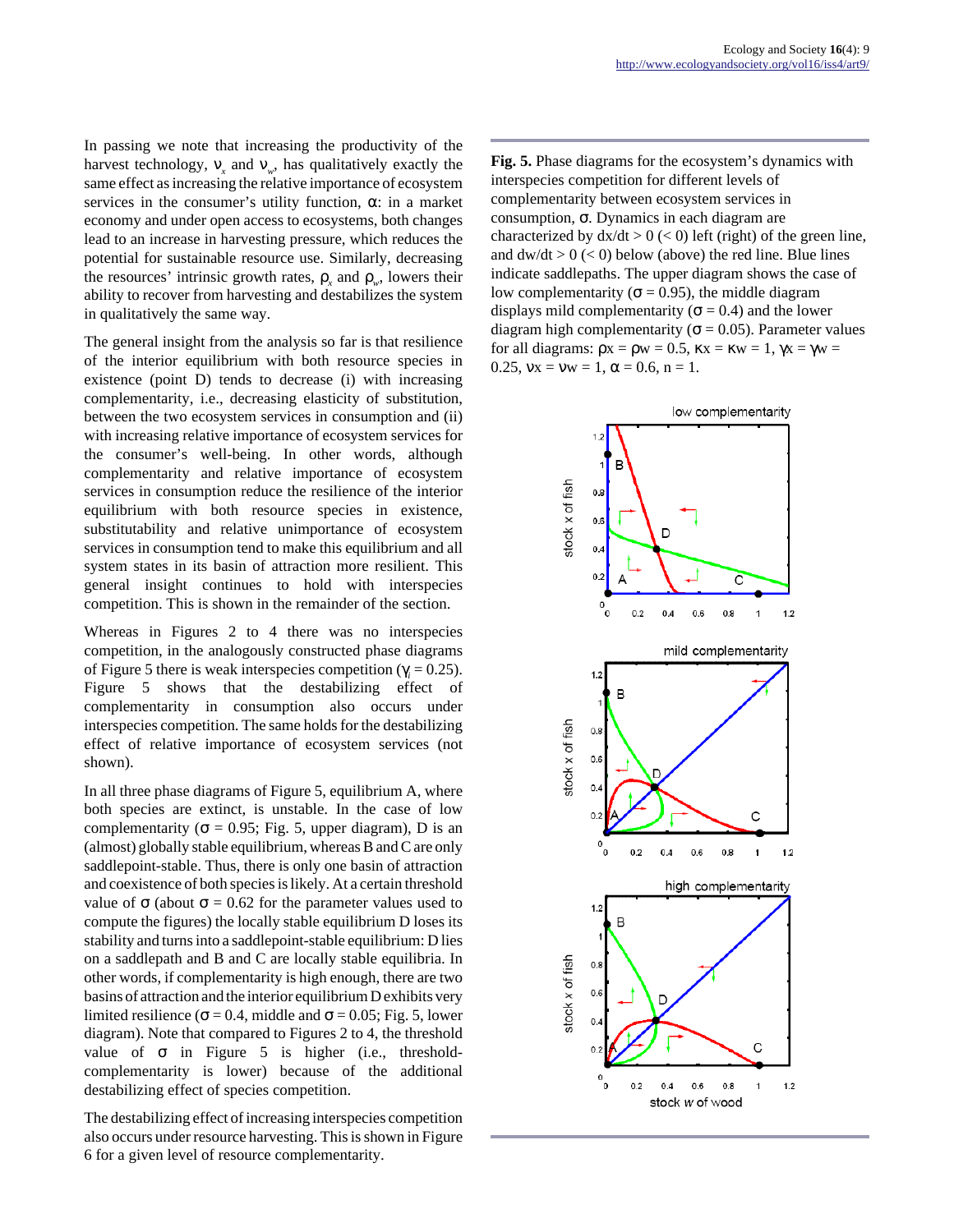In passing we note that increasing the productivity of the harvest technology, $\nu_x$ and $\nu_w$, has qualitatively exactly the same effect as increasing the relative importance of ecosystem services in the consumer's utility function, $\alpha$: in a market economy and under open access to ecosystems, both changes lead to an increase in harvesting pressure, which reduces the potential for sustainable resource use. Similarly, decreasing the resources' intrinsic growth rates, $\rho_x$ and $\rho_w$, lowers their ability to recover from harvesting and destabilizes the system in qualitatively the same way.

The general insight from the analysis so far is that resilience of the interior equilibrium with both resource species in existence (point D) tends to decrease (i) with increasing complementarity, i.e., decreasing elasticity of substitution, between the two ecosystem services in consumption and (ii) with increasing relative importance of ecosystem services for the consumer's well-being. In other words, although complementarity and relative importance of ecosystem services in consumption reduce the resilience of the interior equilibrium with both resource species in existence, substitutability and relative unimportance of ecosystem services in consumption tend to make this equilibrium and all system states in its basin of attraction more resilient. This general insight continues to hold with interspecies competition. This is shown in the remainder of the section.

Whereas in Figures 2 to 4 there was no interspecies competition, in the analogously constructed phase diagrams of Figure 5 there is weak interspecies competition ($\gamma_i = 0.25$). Figure 5 shows that the destabilizing effect of complementarity in consumption also occurs under interspecies competition. The same holds for the destabilizing effect of relative importance of ecosystem services (not shown).

In all three phase diagrams of Figure 5, equilibrium A, where both species are extinct, is unstable. In the case of low complementarity ($\sigma = 0.95$; Fig. 5, upper diagram), D is an (almost) globally stable equilibrium, whereas B and C are only saddlepoint-stable. Thus, there is only one basin of attraction and coexistence of both species is likely. At a certain threshold value of $\sigma$ (about $\sigma = 0.62$ for the parameter values used to compute the figures) the locally stable equilibrium D loses its stability and turns into a saddlepoint-stable equilibrium: D lies on a saddlepath and B and C are locally stable equilibria. In other words, if complementarity is high enough, there are two basins of attraction and the interior equilibrium D exhibits very limited resilience ($\sigma = 0.4$, middle and $\sigma = 0.05$; Fig. 5, lower diagram). Note that compared to Figures 2 to 4, the threshold value of $\sigma$ in Figure 5 is higher (i.e., threshold-complementarity is lower) because of the additional destabilizing effect of species competition.

The destabilizing effect of increasing interspecies competition also occurs under resource harvesting. This is shown in Figure 6 for a given level of resource complementarity.

**Fig. 5.** Phase diagrams for the ecosystem's dynamics with interspecies competition for different levels of complementarity between ecosystem services in consumption, $\sigma$. Dynamics in each diagram are characterized by $dx/dt > 0$ ($< 0$) left (right) of the green line, and $dw/dt > 0$ ($< 0$) below (above) the red line. Blue lines indicate saddlepaths. The upper diagram shows the case of low complementarity ($\sigma = 0.95$), the middle diagram displays mild complementarity ($\sigma = 0.4$) and the lower diagram high complementarity ($\sigma = 0.05$). Parameter values for all diagrams: $\rho x = \rho w = 0.5$, $\kappa x = \kappa w = 1$, $\gamma x = \gamma w = 0.25$, $\nu x = \nu w = 1$, $\alpha = 0.6$, $n = 1$.

low complementarity
stock x of fish
1.2
1
0.8
0.6
0.4
0.2
0
B
D
A
C
0 0.2 0.4 0.6 0.8 1 1.2

mild complementarity
stock x of fish
1.2
1
0.8
0.6
0.4
0.2
0
B
D
A
C
0 0.2 0.4 0.6 0.8 1 1.2

high complementarity
stock x of fish
1.2
1
0.8
0.6
0.4
0.2
0
B
D
A
C
0 0.2 0.4 0.6 0.8 1 1.2
stock w of wood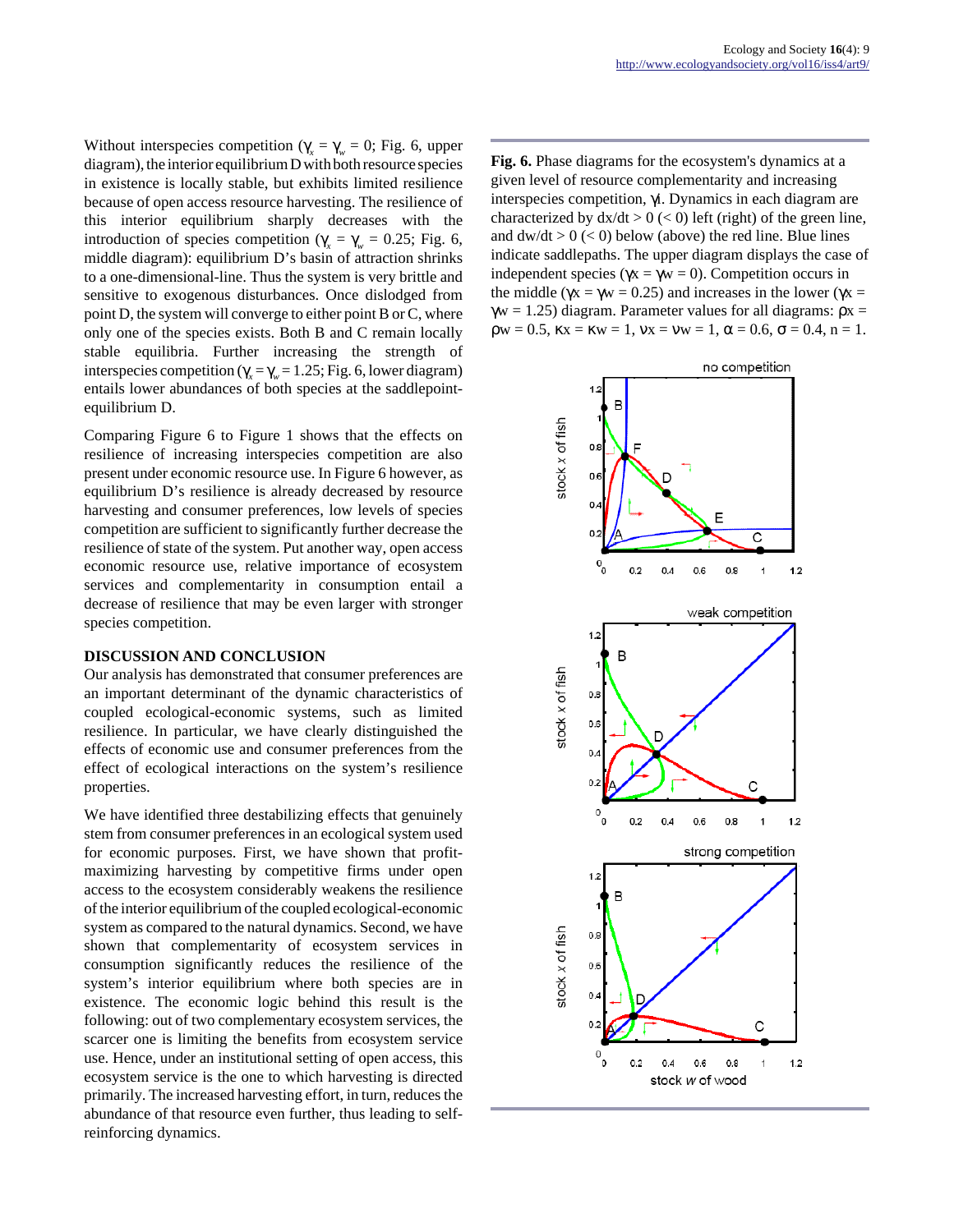Without interspecies competition ($\gamma_x = \gamma_w = 0$; Fig. 6, upper diagram), the interior equilibrium D with both resource species in existence is locally stable, but exhibits limited resilience because of open access resource harvesting. The resilience of this interior equilibrium sharply decreases with the introduction of species competition ($\gamma_x = \gamma_w = 0.25$; Fig. 6, middle diagram): equilibrium D's basin of attraction shrinks to a one-dimensional-line. Thus the system is very brittle and sensitive to exogenous disturbances. Once dislodged from point D, the system will converge to either point B or C, where only one of the species exists. Both B and C remain locally stable equilibria. Further increasing the strength of interspecies competition ($\gamma_x = \gamma_w = 1.25$; Fig. 6, lower diagram) entails lower abundances of both species at the saddlepoint-equilibrium D.

Comparing Figure 6 to Figure 1 shows that the effects on resilience of increasing interspecies competition are also present under economic resource use. In Figure 6 however, as equilibrium D's resilience is already decreased by resource harvesting and consumer preferences, low levels of species competition are sufficient to significantly further decrease the resilience of state of the system. Put another way, open access economic resource use, relative importance of ecosystem services and complementarity in consumption entail a decrease of resilience that may be even larger with stronger species competition.

## DISCUSSION AND CONCLUSION

Our analysis has demonstrated that consumer preferences are an important determinant of the dynamic characteristics of coupled ecological-economic systems, such as limited resilience. In particular, we have clearly distinguished the effects of economic use and consumer preferences from the effect of ecological interactions on the system's resilience properties.

We have identified three destabilizing effects that genuinely stem from consumer preferences in an ecological system used for economic purposes. First, we have shown that profit-maximizing harvesting by competitive firms under open access to the ecosystem considerably weakens the resilience of the interior equilibrium of the coupled ecological-economic system as compared to the natural dynamics. Second, we have shown that complementarity of ecosystem services in consumption significantly reduces the resilience of the system's interior equilibrium where both species are in existence. The economic logic behind this result is the following: out of two complementary ecosystem services, the scarcer one is limiting the benefits from ecosystem service use. Hence, under an institutional setting of open access, this ecosystem service is the one to which harvesting is directed primarily. The increased harvesting effort, in turn, reduces the abundance of that resource even further, thus leading to self-reinforcing dynamics.

**Fig. 6.** Phase diagrams for the ecosystem's dynamics at a given level of resource complementarity and increasing interspecies competition, $\gamma_i$. Dynamics in each diagram are characterized by $dx/dt > 0$ ($< 0$) left (right) of the green line, and $dw/dt > 0$ ($< 0$) below (above) the red line. Blue lines indicate saddlepaths. The upper diagram displays the case of independent species ($\gamma_x = \gamma_w = 0$). Competition occurs in the middle ($\gamma_x = \gamma_w = 0.25$) and increases in the lower ($\gamma_x = \gamma_w = 1.25$) diagram. Parameter values for all diagrams: $\rho_x = \rho_w = 0.5$, $\kappa_x = \kappa_w = 1$, $\nu_x = \nu_w = 1$, $\alpha = 0.6$, $\sigma = 0.4$, $n = 1$.

no competition

stock $x$ of fish

B F D E A C

0 0.2 0.4 0.6 0.8 1 1.2

weak competition

stock $x$ of fish

B D A C

0 0.2 0.4 0.6 0.8 1 1.2

strong competition

stock $x$ of fish

B D A C

0 0.2 0.4 0.6 0.8 1 1.2

stock $w$ of wood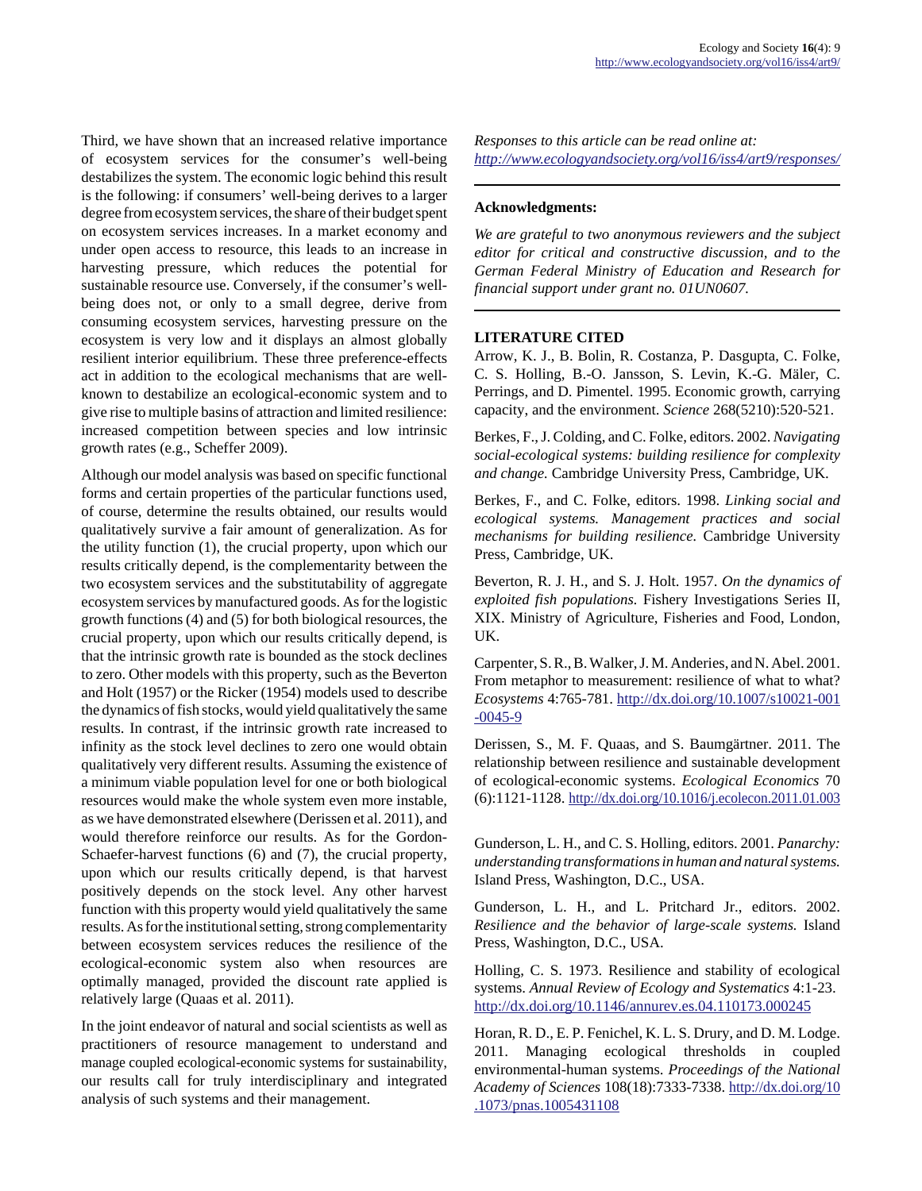Third, we have shown that an increased relative importance of ecosystem services for the consumer's well-being destabilizes the system. The economic logic behind this result is the following: if consumers' well-being derives to a larger degree from ecosystem services, the share of their budget spent on ecosystem services increases. In a market economy and under open access to resource, this leads to an increase in harvesting pressure, which reduces the potential for sustainable resource use. Conversely, if the consumer's well-being does not, or only to a small degree, derive from consuming ecosystem services, harvesting pressure on the ecosystem is very low and it displays an almost globally resilient interior equilibrium. These three preference-effects act in addition to the ecological mechanisms that are well-known to destabilize an ecological-economic system and to give rise to multiple basins of attraction and limited resilience: increased competition between species and low intrinsic growth rates (e.g., Scheffer 2009).

Although our model analysis was based on specific functional forms and certain properties of the particular functions used, of course, determine the results obtained, our results would qualitatively survive a fair amount of generalization. As for the utility function (1), the crucial property, upon which our results critically depend, is the complementarity between the two ecosystem services and the substitutability of aggregate ecosystem services by manufactured goods. As for the logistic growth functions (4) and (5) for both biological resources, the crucial property, upon which our results critically depend, is that the intrinsic growth rate is bounded as the stock declines to zero. Other models with this property, such as the Beverton and Holt (1957) or the Ricker (1954) models used to describe the dynamics of fish stocks, would yield qualitatively the same results. In contrast, if the intrinsic growth rate increased to infinity as the stock level declines to zero one would obtain qualitatively very different results. Assuming the existence of a minimum viable population level for one or both biological resources would make the whole system even more instable, as we have demonstrated elsewhere (Derissen et al. 2011), and would therefore reinforce our results. As for the Gordon-Schaefer-harvest functions (6) and (7), the crucial property, upon which our results critically depend, is that harvest positively depends on the stock level. Any other harvest function with this property would yield qualitatively the same results. As for the institutional setting, strong complementarity between ecosystem services reduces the resilience of the ecological-economic system also when resources are optimally managed, provided the discount rate applied is relatively large (Quaas et al. 2011).

In the joint endeavor of natural and social scientists as well as practitioners of resource management to understand and manage coupled ecological-economic systems for sustainability, our results call for truly interdisciplinary and integrated analysis of such systems and their management.

*Responses to this article can be read online at:*
*http://www.ecologyandsociety.org/vol16/iss4/art9/responses/*

**Acknowledgments:**

*We are grateful to two anonymous reviewers and the subject editor for critical and constructive discussion, and to the German Federal Ministry of Education and Research for financial support under grant no. 01UN0607.*

**LITERATURE CITED**

Arrow, K. J., B. Bolin, R. Costanza, P. Dasgupta, C. Folke, C. S. Holling, B.-O. Jansson, S. Levin, K.-G. Mäler, C. Perrings, and D. Pimentel. 1995. Economic growth, carrying capacity, and the environment. *Science* 268(5210):520-521.

Berkes, F., J. Colding, and C. Folke, editors. 2002. *Navigating social-ecological systems: building resilience for complexity and change.* Cambridge University Press, Cambridge, UK.

Berkes, F., and C. Folke, editors. 1998. *Linking social and ecological systems. Management practices and social mechanisms for building resilience.* Cambridge University Press, Cambridge, UK.

Beverton, R. J. H., and S. J. Holt. 1957. *On the dynamics of exploited fish populations.* Fishery Investigations Series II, XIX. Ministry of Agriculture, Fisheries and Food, London, UK.

Carpenter, S. R., B. Walker, J. M. Anderies, and N. Abel. 2001. From metaphor to measurement: resilience of what to what? *Ecosystems* 4:765-781. http://dx.doi.org/10.1007/s10021-001-0045-9

Derissen, S., M. F. Quaas, and S. Baumgärtner. 2011. The relationship between resilience and sustainable development of ecological-economic systems. *Ecological Economics* 70 (6):1121-1128. http://dx.doi.org/10.1016/j.ecolecon.2011.01.003

Gunderson, L. H., and C. S. Holling, editors. 2001. *Panarchy: understanding transformations in human and natural systems.* Island Press, Washington, D.C., USA.

Gunderson, L. H., and L. Pritchard Jr., editors. 2002. *Resilience and the behavior of large-scale systems.* Island Press, Washington, D.C., USA.

Holling, C. S. 1973. Resilience and stability of ecological systems. *Annual Review of Ecology and Systematics* 4:1-23. http://dx.doi.org/10.1146/annurev.es.04.110173.000245

Horan, R. D., E. P. Fenichel, K. L. S. Drury, and D. M. Lodge. 2011. Managing ecological thresholds in coupled environmental-human systems. *Proceedings of the National Academy of Sciences* 108(18):7333-7338. http://dx.doi.org/10.1073/pnas.1005431108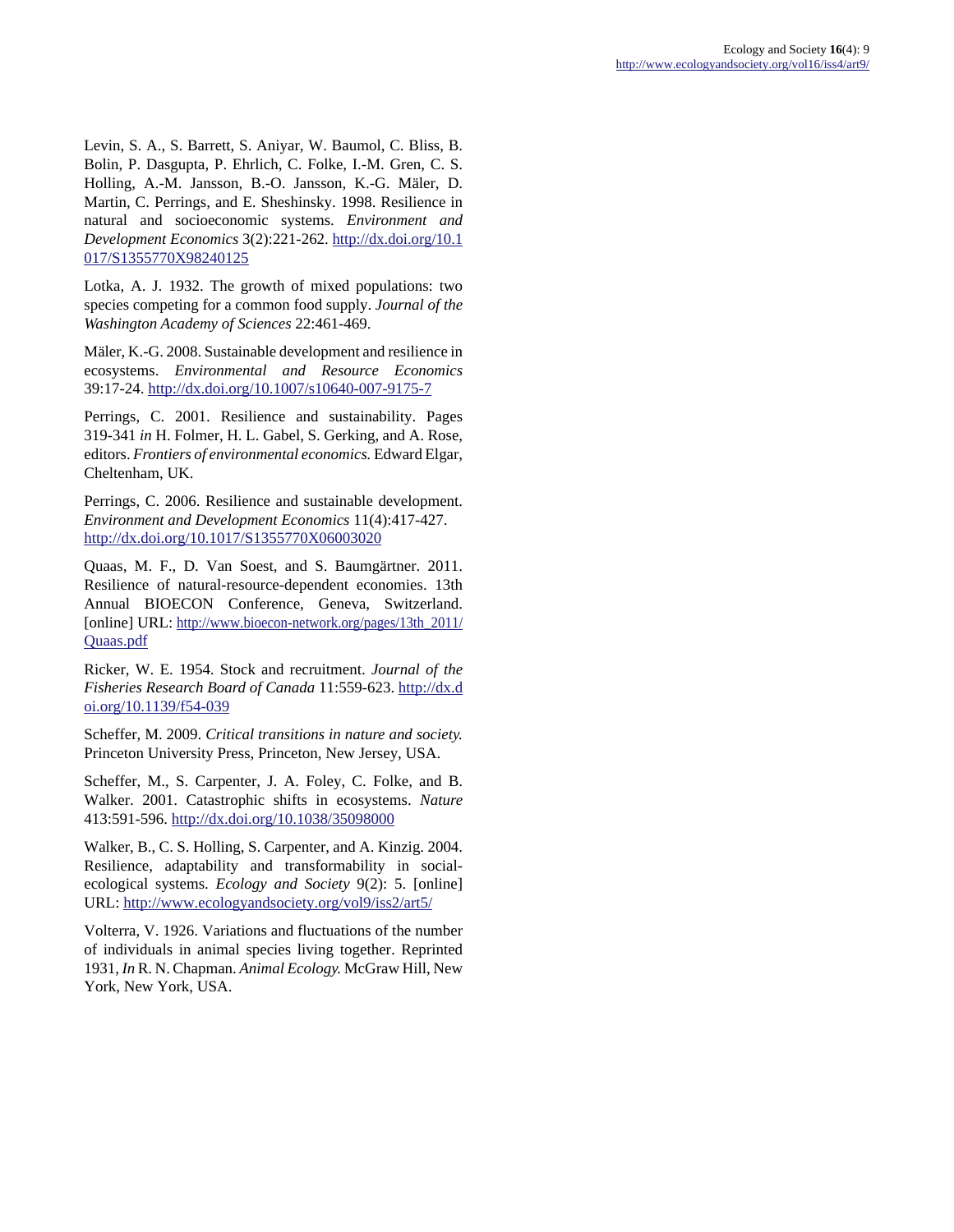Levin, S. A., S. Barrett, S. Aniyar, W. Baumol, C. Bliss, B. Bolin, P. Dasgupta, P. Ehrlich, C. Folke, I.-M. Gren, C. S. Holling, A.-M. Jansson, B.-O. Jansson, K.-G. Mäler, D. Martin, C. Perrings, and E. Sheshinsky. 1998. Resilience in natural and socioeconomic systems. *Environment and Development Economics* 3(2):221-262. http://dx.doi.org/10.1017/S1355770X98240125

Lotka, A. J. 1932. The growth of mixed populations: two species competing for a common food supply. *Journal of the Washington Academy of Sciences* 22:461-469.

Mäler, K.-G. 2008. Sustainable development and resilience in ecosystems. *Environmental and Resource Economics* 39:17-24. http://dx.doi.org/10.1007/s10640-007-9175-7

Perrings, C. 2001. Resilience and sustainability. Pages 319-341 *in* H. Folmer, H. L. Gabel, S. Gerking, and A. Rose, editors. *Frontiers of environmental economics.* Edward Elgar, Cheltenham, UK.

Perrings, C. 2006. Resilience and sustainable development. *Environment and Development Economics* 11(4):417-427. http://dx.doi.org/10.1017/S1355770X06003020

Quaas, M. F., D. Van Soest, and S. Baumgärtner. 2011. Resilience of natural-resource-dependent economies. 13th Annual BIOECON Conference, Geneva, Switzerland. [online] URL: http://www.bioecon-network.org/pages/13th_2011/Quaas.pdf

Ricker, W. E. 1954. Stock and recruitment. *Journal of the Fisheries Research Board of Canada* 11:559-623. http://dx.doi.org/10.1139/f54-039

Scheffer, M. 2009. *Critical transitions in nature and society.* Princeton University Press, Princeton, New Jersey, USA.

Scheffer, M., S. Carpenter, J. A. Foley, C. Folke, and B. Walker. 2001. Catastrophic shifts in ecosystems. *Nature* 413:591-596. http://dx.doi.org/10.1038/35098000

Walker, B., C. S. Holling, S. Carpenter, and A. Kinzig. 2004. Resilience, adaptability and transformability in social-ecological systems. *Ecology and Society* 9(2): 5. [online] URL: http://www.ecologyandsociety.org/vol9/iss2/art5/

Volterra, V. 1926. Variations and fluctuations of the number of individuals in animal species living together. Reprinted 1931, *In* R. N. Chapman. *Animal Ecology.* McGraw Hill, New York, New York, USA.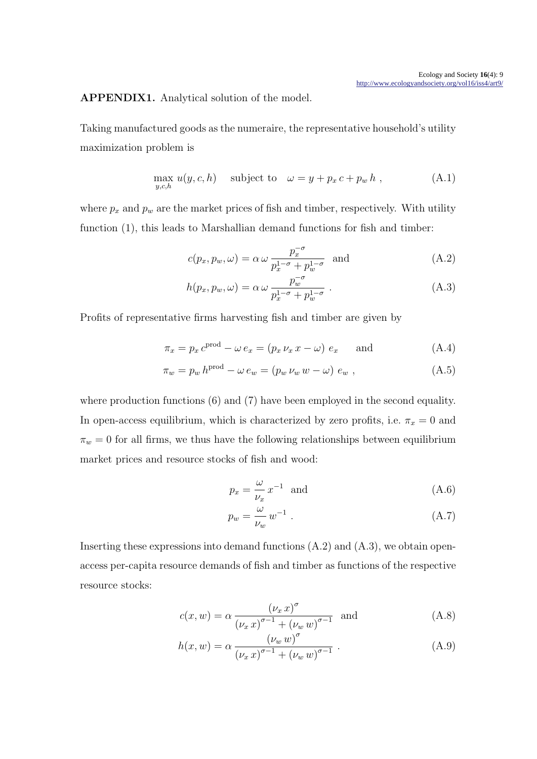**APPENDIX1.** Analytical solution of the model.

Taking manufactured goods as the numeraire, the representative household's utility maximization problem is

$$\max_{y,c,h} \; u(y,c,h) \quad \text{subject to} \quad \omega = y + p_x\, c + p_w\, h \; , \tag{A.1}$$

where $p_x$ and $p_w$ are the market prices of fish and timber, respectively. With utility function (1), this leads to Marshallian demand functions for fish and timber:

$$c(p_x, p_w, \omega) = \alpha\, \omega\, \frac{p_x^{-\sigma}}{p_x^{1-\sigma} + p_w^{1-\sigma}} \quad \text{and} \tag{A.2}$$

$$h(p_x, p_w, \omega) = \alpha\, \omega\, \frac{p_w^{-\sigma}}{p_x^{1-\sigma} + p_w^{1-\sigma}} \; . \tag{A.3}$$

Profits of representative firms harvesting fish and timber are given by

$$\pi_x = p_x\, c^{\text{prod}} - \omega\, e_x = \left(p_x\, \nu_x\, x - \omega\right)\, e_x \qquad \text{and} \tag{A.4}$$

$$\pi_w = p_w\, h^{\text{prod}} - \omega\, e_w = \left(p_w\, \nu_w\, w - \omega\right)\, e_w \; , \tag{A.5}$$

where production functions (6) and (7) have been employed in the second equality. In open-access equilibrium, which is characterized by zero profits, i.e. $\pi_x = 0$ and $\pi_w = 0$ for all firms, we thus have the following relationships between equilibrium market prices and resource stocks of fish and wood:

$$p_x = \frac{\omega}{\nu_x}\, x^{-1} \quad \text{and} \tag{A.6}$$

$$p_w = \frac{\omega}{\nu_w}\, w^{-1} \; . \tag{A.7}$$

Inserting these expressions into demand functions (A.2) and (A.3), we obtain open-access per-capita resource demands of fish and timber as functions of the respective resource stocks:

$$c(x, w) = \alpha\, \frac{\left(\nu_x\, x\right)^{\sigma}}{\left(\nu_x\, x\right)^{\sigma-1} + \left(\nu_w\, w\right)^{\sigma-1}} \quad \text{and} \tag{A.8}$$

$$h(x, w) = \alpha\, \frac{\left(\nu_w\, w\right)^{\sigma}}{\left(\nu_x\, x\right)^{\sigma-1} + \left(\nu_w\, w\right)^{\sigma-1}} \; . \tag{A.9}$$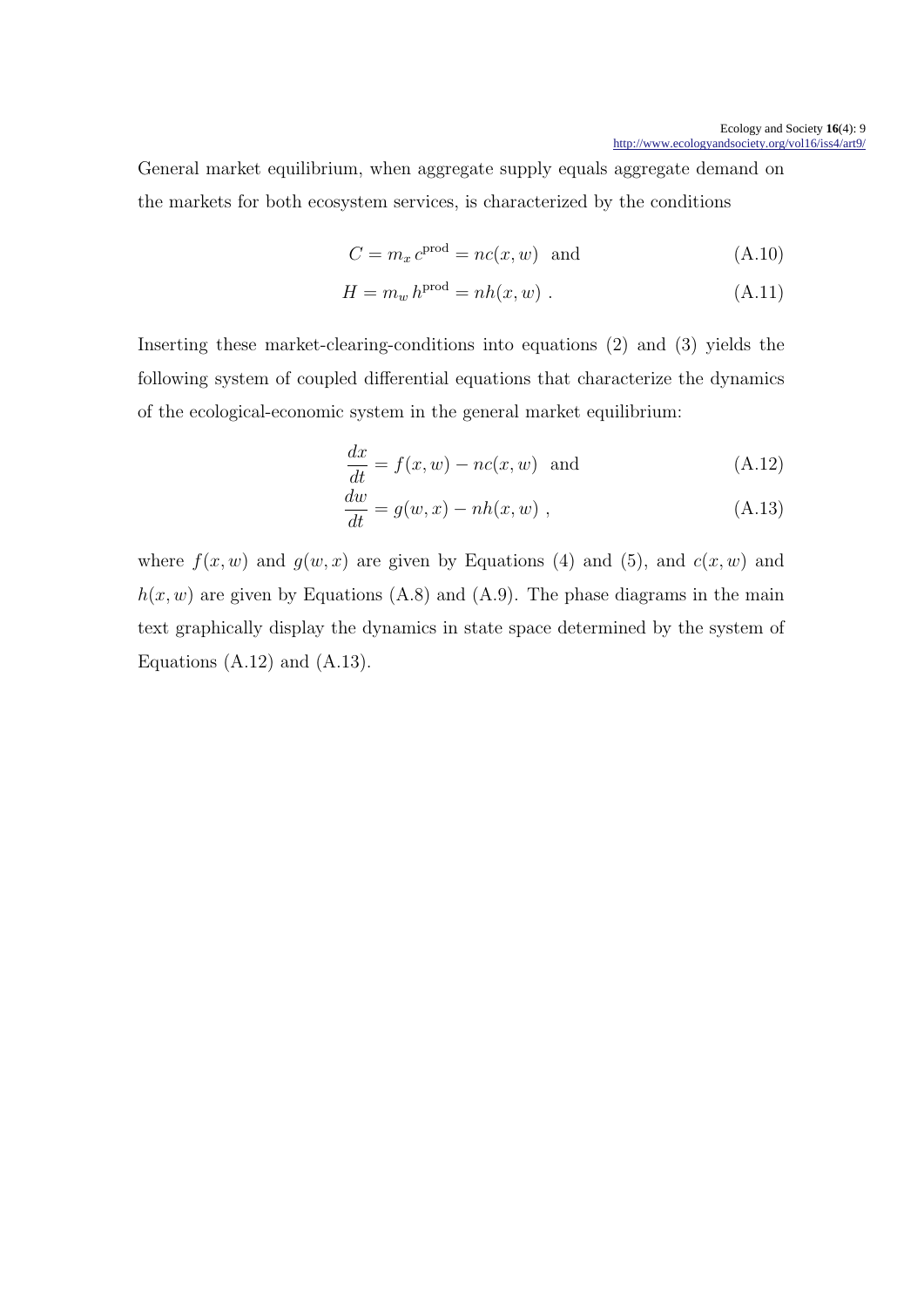General market equilibrium, when aggregate supply equals aggregate demand on the markets for both ecosystem services, is characterized by the conditions

$$C = m_x \, c^{\text{prod}} = nc(x,w) \quad \text{and} \tag{A.10}$$

$$H = m_w \, h^{\text{prod}} = nh(x,w) \; . \tag{A.11}$$

Inserting these market-clearing-conditions into equations (2) and (3) yields the following system of coupled differential equations that characterize the dynamics of the ecological-economic system in the general market equilibrium:

$$\frac{dx}{dt} = f(x,w) - nc(x,w) \quad \text{and} \tag{A.12}$$

$$\frac{dw}{dt} = g(w,x) - nh(x,w) \; , \tag{A.13}$$

where $f(x,w)$ and $g(w,x)$ are given by Equations (4) and (5), and $c(x,w)$ and $h(x,w)$ are given by Equations (A.8) and (A.9). The phase diagrams in the main text graphically display the dynamics in state space determined by the system of Equations (A.12) and (A.13).